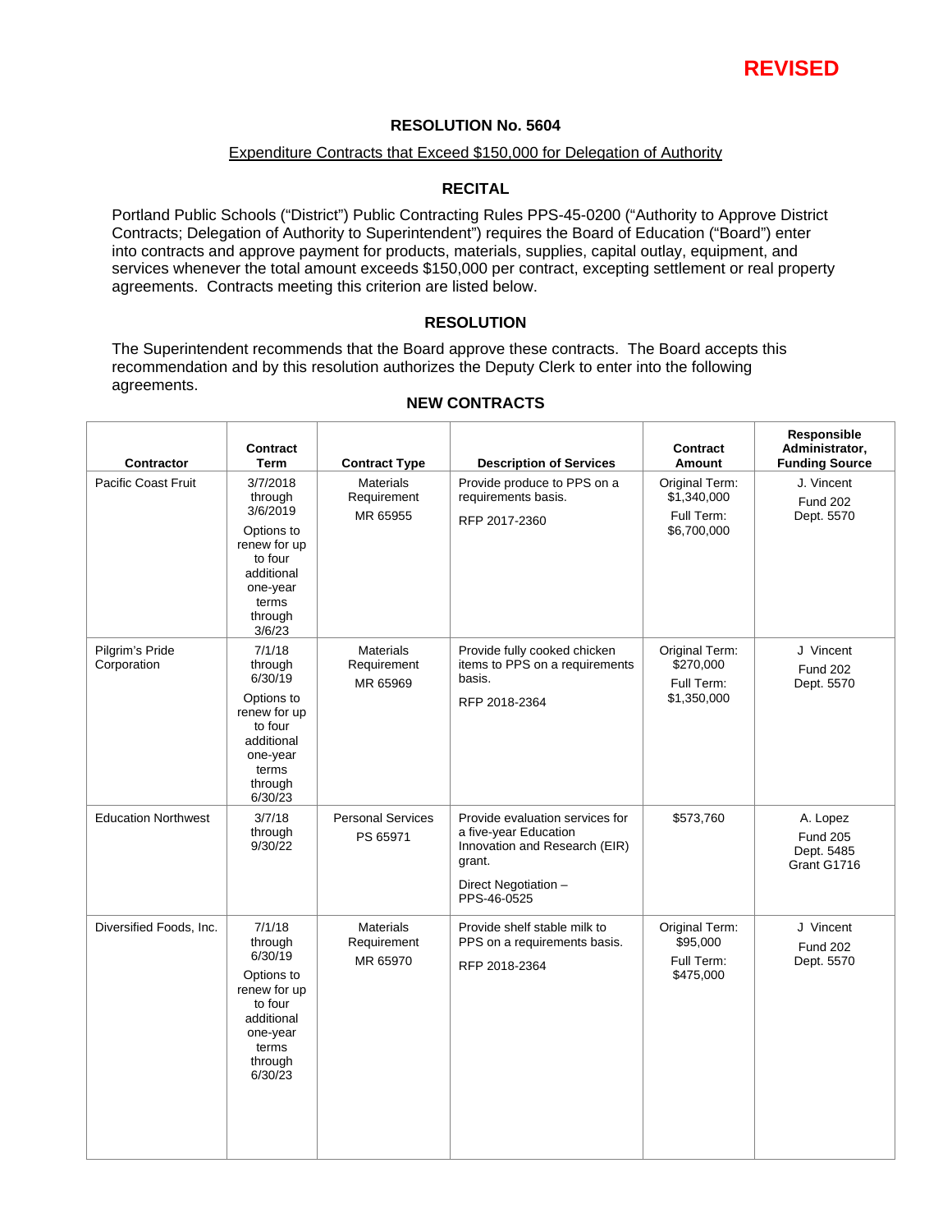**REVISED**

# RESOLUTION No. 5604

Expenditure Contracts that Exceed $150,000 for Delegation of Authority

## RECITAL

Portland Public Schools ("District") Public Contracting Rules PPS-45-0200 ("Authority to Approve District Contracts; Delegation of Authority to Superintendent") requires the Board of Education ("Board") enter into contracts and approve payment for products, materials, supplies, capital outlay, equipment, and services whenever the total amount exceeds $150,000 per contract, excepting settlement or real property agreements. Contracts meeting this criterion are listed below.

## RESOLUTION

The Superintendent recommends that the Board approve these contracts. The Board accepts this recommendation and by this resolution authorizes the Deputy Clerk to enter into the following agreements.

### NEW CONTRACTS

| Contractor | Contract Term | Contract Type | Description of Services | Contract Amount | Responsible Administrator, Funding Source |
|---|---|---|---|---|---|
| Pacific Coast Fruit | 3/7/2018 through 3/6/2019<br>Options to renew for up to four additional one-year terms through 3/6/23 | Materials Requirement<br>MR 65955 | Provide produce to PPS on a requirements basis.<br>RFP 2017-2360 | Original Term: $1,340,000<br>Full Term: $6,700,000 | J. Vincent<br>Fund 202<br>Dept. 5570 |
| Pilgrim's Pride Corporation | 7/1/18 through 6/30/19<br>Options to renew for up to four additional one-year terms through 6/30/23 | Materials Requirement<br>MR 65969 | Provide fully cooked chicken items to PPS on a requirements basis.<br>RFP 2018-2364 | Original Term: $270,000<br>Full Term: $1,350,000 | J Vincent<br>Fund 202<br>Dept. 5570 |
| Education Northwest | 3/7/18 through 9/30/22 | Personal Services<br>PS 65971 | Provide evaluation services for a five-year Education Innovation and Research (EIR) grant.<br>Direct Negotiation – PPS-46-0525 | $573,760 | A. Lopez<br>Fund 205<br>Dept. 5485<br>Grant G1716 |
| Diversified Foods, Inc. | 7/1/18 through 6/30/19<br>Options to renew for up to four additional one-year terms through 6/30/23 | Materials Requirement<br>MR 65970 | Provide shelf stable milk to PPS on a requirements basis.<br>RFP 2018-2364 | Original Term: $95,000<br>Full Term: $475,000 | J Vincent<br>Fund 202<br>Dept. 5570 |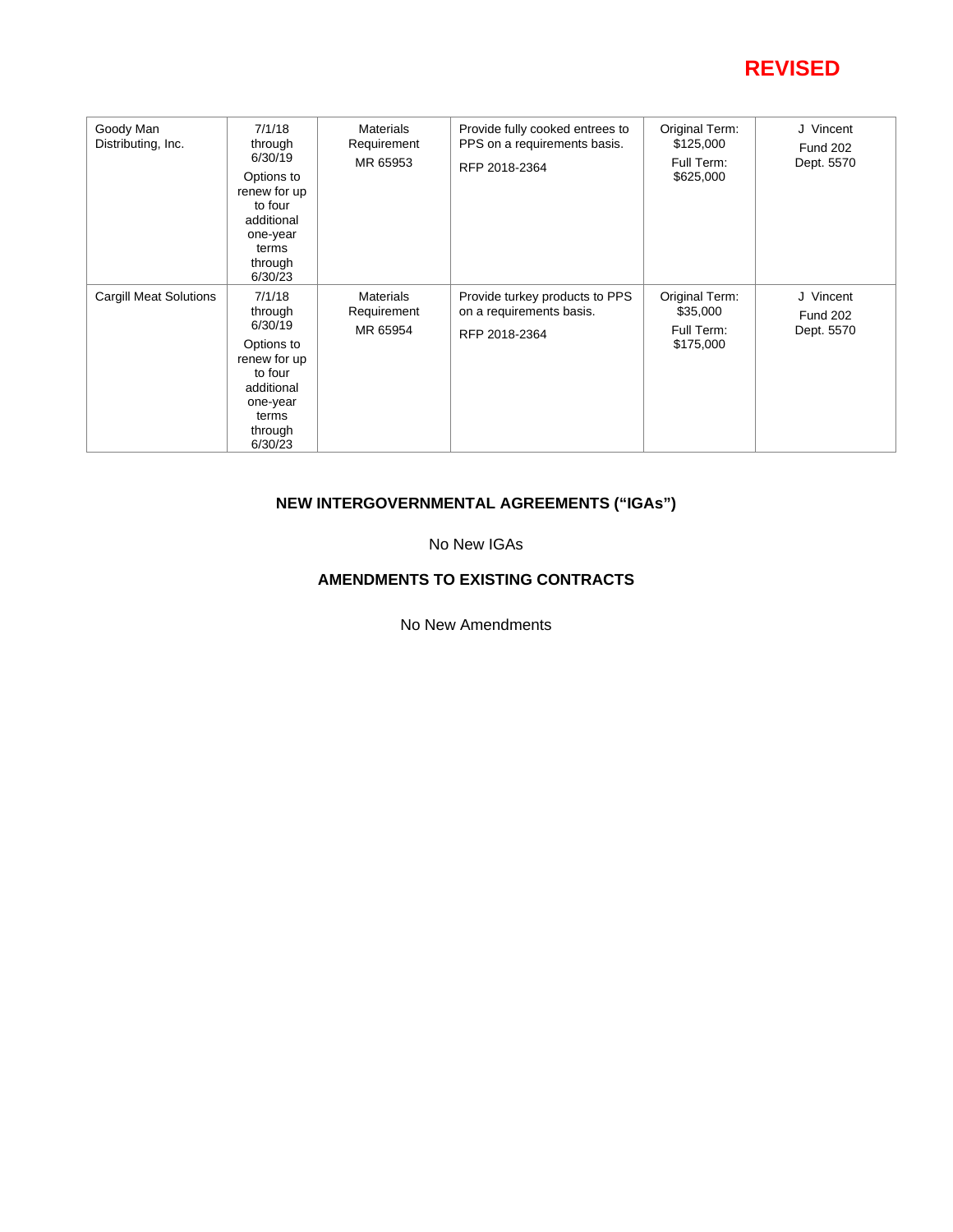**REVISED**

| | | | | | |
|---|---|---|---|---|---|
| Goody Man Distributing, Inc. | 7/1/18 through 6/30/19 Options to renew for up to four additional one-year terms through 6/30/23 | Materials Requirement MR 65953 | Provide fully cooked entrees to PPS on a requirements basis. RFP 2018-2364 | Original Term: $125,000 Full Term: $625,000 | J Vincent Fund 202 Dept. 5570 |
| Cargill Meat Solutions | 7/1/18 through 6/30/19 Options to renew for up to four additional one-year terms through 6/30/23 | Materials Requirement MR 65954 | Provide turkey products to PPS on a requirements basis. RFP 2018-2364 | Original Term: $35,000 Full Term: $175,000 | J Vincent Fund 202 Dept. 5570 |

## NEW INTERGOVERNMENTAL AGREEMENTS ("IGAs")

No New IGAs

## AMENDMENTS TO EXISTING CONTRACTS

No New Amendments